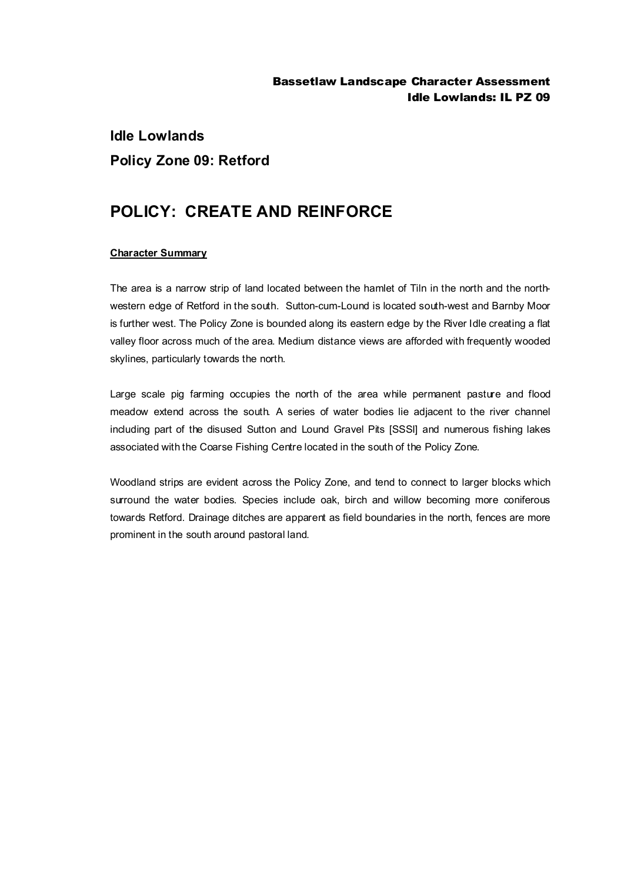# Idle Lowlands

## Policy Zone 09: Retford

# POLICY: CREATE AND REINFORCE

**Character Summary**

The area is a narrow strip of land located between the hamlet of Tiln in the north and the north-western edge of Retford in the south. Sutton-cum-Lound is located south-west and Barnby Moor is further west. The Policy Zone is bounded along its eastern edge by the River Idle creating a flat valley floor across much of the area. Medium distance views are afforded with frequently wooded skylines, particularly towards the north.

Large scale pig farming occupies the north of the area while permanent pasture and flood meadow extend across the south. A series of water bodies lie adjacent to the river channel including part of the disused Sutton and Lound Gravel Pits [SSSI] and numerous fishing lakes associated with the Coarse Fishing Centre located in the south of the Policy Zone.

Woodland strips are evident across the Policy Zone, and tend to connect to larger blocks which surround the water bodies. Species include oak, birch and willow becoming more coniferous towards Retford. Drainage ditches are apparent as field boundaries in the north, fences are more prominent in the south around pastoral land.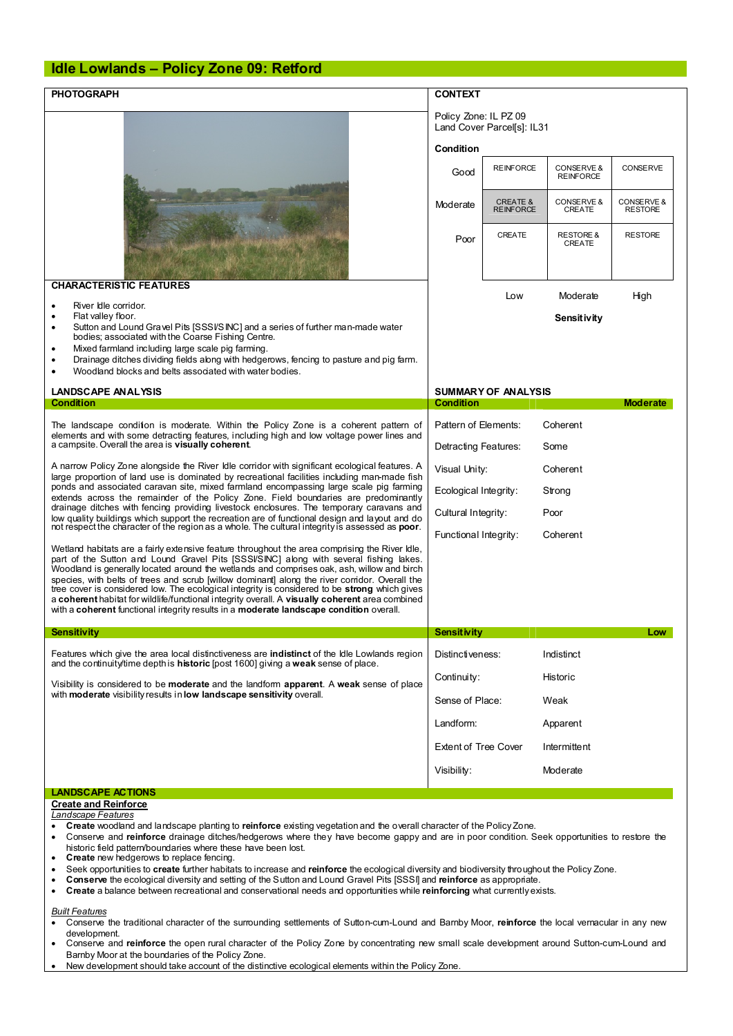# Idle Lowlands – Policy Zone 09: Retford

## PHOTOGRAPH

## CONTEXT

Policy Zone: IL PZ 09
Land Cover Parcel[s]: IL31

**Condition**

| | | | |
|---|---|---|---|
| Good | REINFORCE | CONSERVE & REINFORCE | CONSERVE |
| Moderate | CREATE & REINFORCE | CONSERVE & CREATE | CONSERVE & RESTORE |
| Poor | CREATE | RESTORE & CREATE | RESTORE |
| | Low | Moderate | High |

**Sensitivity**

## CHARACTERISTIC FEATURES

- River Idle corridor.
- Flat valley floor.
- Sutton and Lound Gravel Pits [SSSI/SINC] and a series of further man-made water bodies; associated with the Coarse Fishing Centre.
- Mixed farmland including large scale pig farming.
- Drainage ditches dividing fields along with hedgerows, fencing to pasture and pig farm.
- Woodland blocks and belts associated with water bodies.

## LANDSCAPE ANALYSIS

### Condition

The landscape condition is moderate. Within the Policy Zone is a coherent pattern of elements and with some detracting features, including high and low voltage power lines and a campsite. Overall the area is **visually coherent**.

A narrow Policy Zone alongside the River Idle corridor with significant ecological features. A large proportion of land use is dominated by recreational facilities including man-made fish ponds and associated caravan site, mixed farmland encompassing large scale pig farming extends across the remainder of the Policy Zone. Field boundaries are predominantly drainage ditches with fencing providing livestock enclosures. The temporary caravans and low quality buildings which support the recreation are of functional design and layout and do not respect the character of the region as a whole. The cultural integrity is assessed as **poor**.

Wetland habitats are a fairly extensive feature throughout the area comprising the River Idle, part of the Sutton and Lound Gravel Pits [SSSI/SINC] along with several fishing lakes. Woodland is generally located around the wetlands and comprises oak, ash, willow and birch species, with belts of trees and scrub [willow dominant] along the river corridor. Overall the tree cover is considered low. The ecological integrity is considered to be **strong** which gives a **coherent** habitat for wildlife/functional integrity overall. A **visually coherent** area combined with a **coherent** functional integrity results in a **moderate landscape condition** overall.

## SUMMARY OF ANALYSIS

| Condition | Moderate |
|---|---|
| Pattern of Elements: | Coherent |
| Detracting Features: | Some |
| Visual Unity: | Coherent |
| Ecological Integrity: | Strong |
| Cultural Integrity: | Poor |
| Functional Integrity: | Coherent |

### Sensitivity

Features which give the area local distinctiveness are **indistinct** of the Idle Lowlands region and the continuity/time depth is **historic** [post 1600] giving a **weak** sense of place.

Visibility is considered to be **moderate** and the landform **apparent**. A **weak** sense of place with **moderate** visibility results in **low landscape sensitivity** overall.

| Sensitivity | Low |
|---|---|
| Distinctiveness: | Indistinct |
| Continuity: | Historic |
| Sense of Place: | Weak |
| Landform: | Apparent |
| Extent of Tree Cover | Intermittent |
| Visibility: | Moderate |

## LANDSCAPE ACTIONS

**Create and Reinforce**

*Landscape Features*

- **Create** woodland and landscape planting to **reinforce** existing vegetation and the overall character of the Policy Zone.
- Conserve and **reinforce** drainage ditches/hedgerows where they have become gappy and are in poor condition. Seek opportunities to restore the historic field pattern/boundaries where these have been lost.
- **Create** new hedgerows to replace fencing.
- Seek opportunities to **create** further habitats to increase and **reinforce** the ecological diversity and biodiversity throughout the Policy Zone.
- **Conserve** the ecological diversity and setting of the Sutton and Lound Gravel Pits [SSSI] and **reinforce** as appropriate.
- **Create** a balance between recreational and conservational needs and opportunities while **reinforcing** what currently exists.

*Built Features*

- Conserve the traditional character of the surrounding settlements of Sutton-cum-Lound and Barnby Moor, **reinforce** the local vernacular in any new development.
- Conserve and **reinforce** the open rural character of the Policy Zone by concentrating new small scale development around Sutton-cum-Lound and Barnby Moor at the boundaries of the Policy Zone.
- New development should take account of the distinctive ecological elements within the Policy Zone.